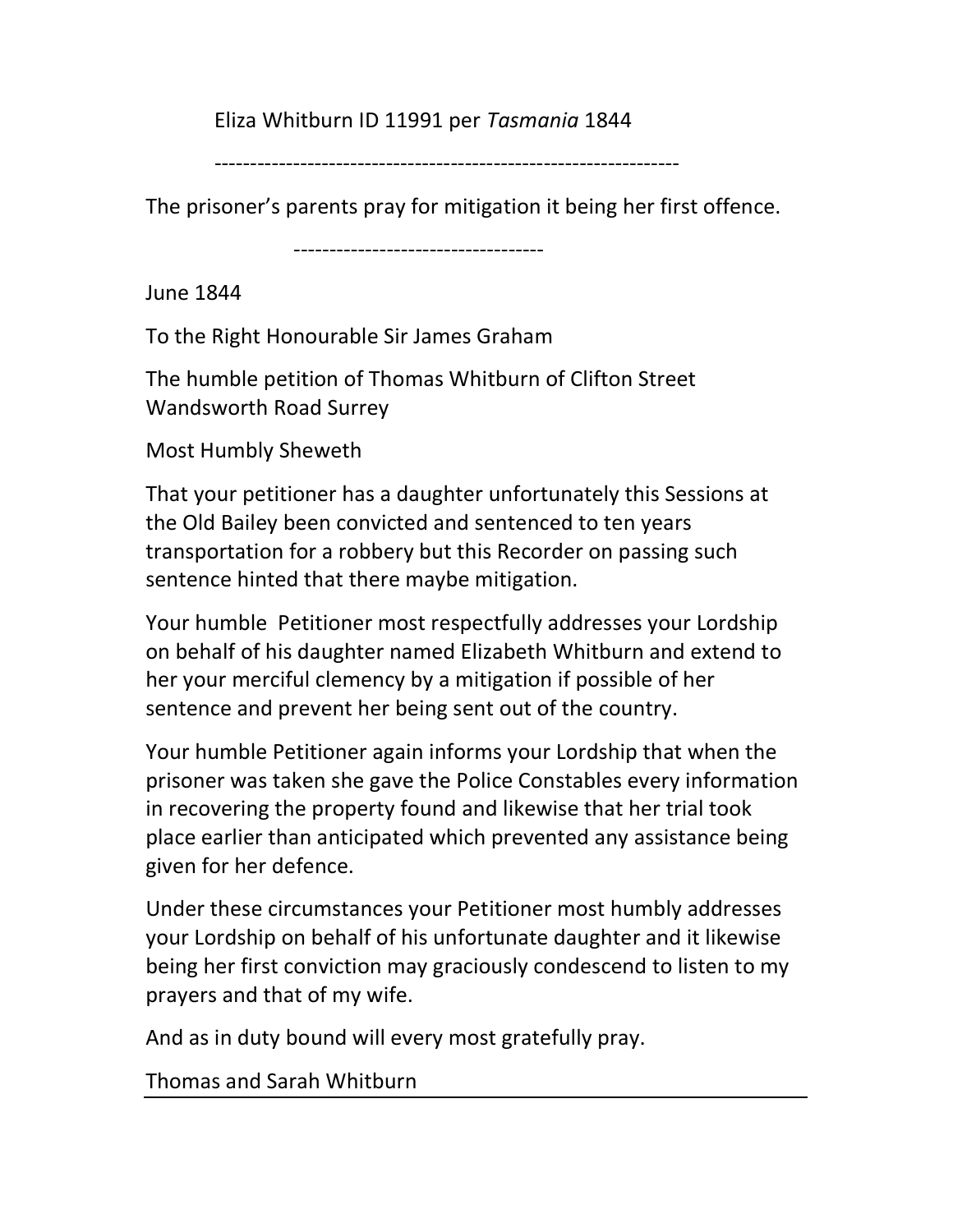Eliza Whitburn ID 11991 per *Tasmania* 1844

-------------------------------------------------------------------

The prisoner's parents pray for mitigation it being her first offence.

-----------------------------------

June 1844

To the Right Honourable Sir James Graham

The humble petition of Thomas Whitburn of Clifton Street Wandsworth Road Surrey

Most Humbly Sheweth

That your petitioner has a daughter unfortunately this Sessions at the Old Bailey been convicted and sentenced to ten years transportation for a robbery but this Recorder on passing such sentence hinted that there maybe mitigation.

Your humble Petitioner most respectfully addresses your Lordship on behalf of his daughter named Elizabeth Whitburn and extend to her your merciful clemency by a mitigation if possible of her sentence and prevent her being sent out of the country.

Your humble Petitioner again informs your Lordship that when the prisoner was taken she gave the Police Constables every information in recovering the property found and likewise that her trial took place earlier than anticipated which prevented any assistance being given for her defence.

Under these circumstances your Petitioner most humbly addresses your Lordship on behalf of his unfortunate daughter and it likewise being her first conviction may graciously condescend to listen to my prayers and that of my wife.

And as in duty bound will every most gratefully pray.

Thomas and Sarah Whitburn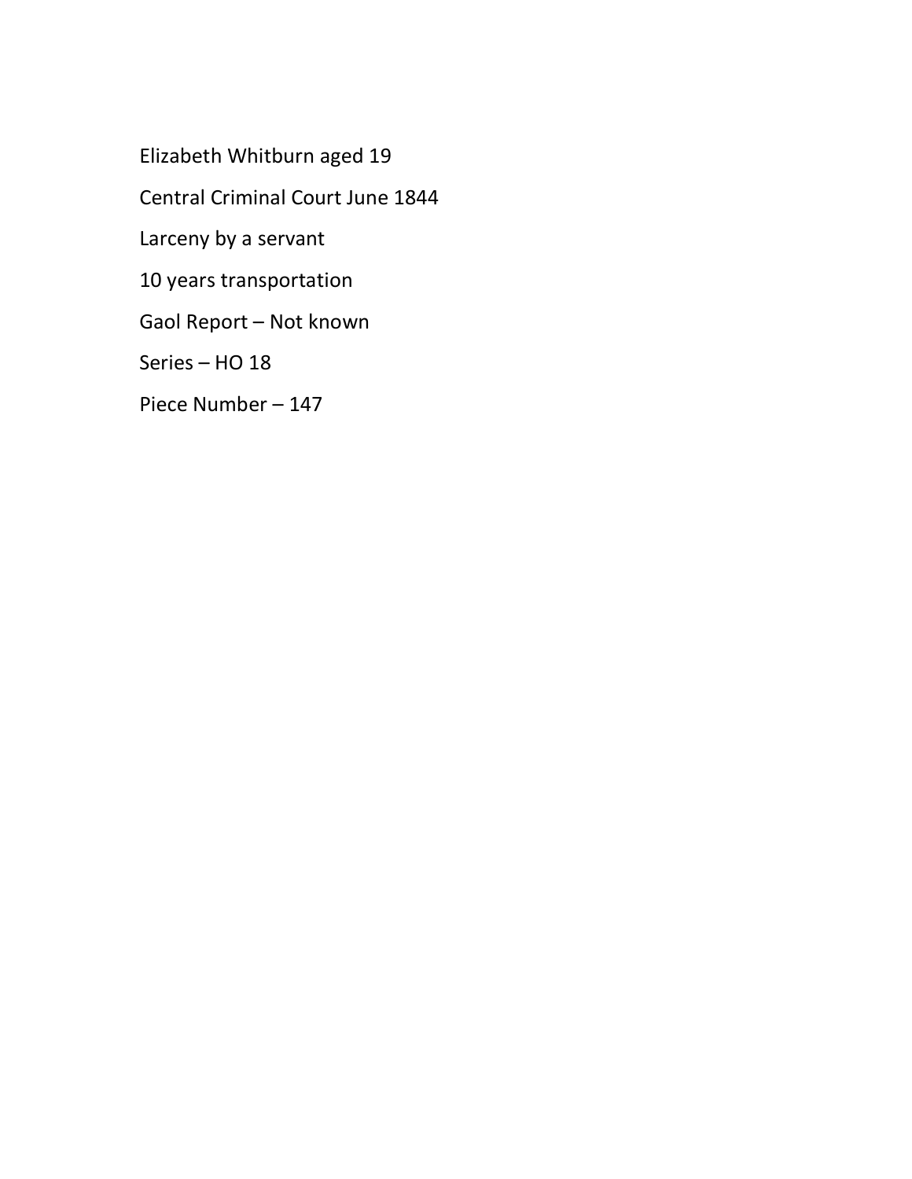Elizabeth Whitburn aged 19

Central Criminal Court June 1844

Larceny by a servant

10 years transportation

Gaol Report – Not known

Series – HO 18

Piece Number – 147